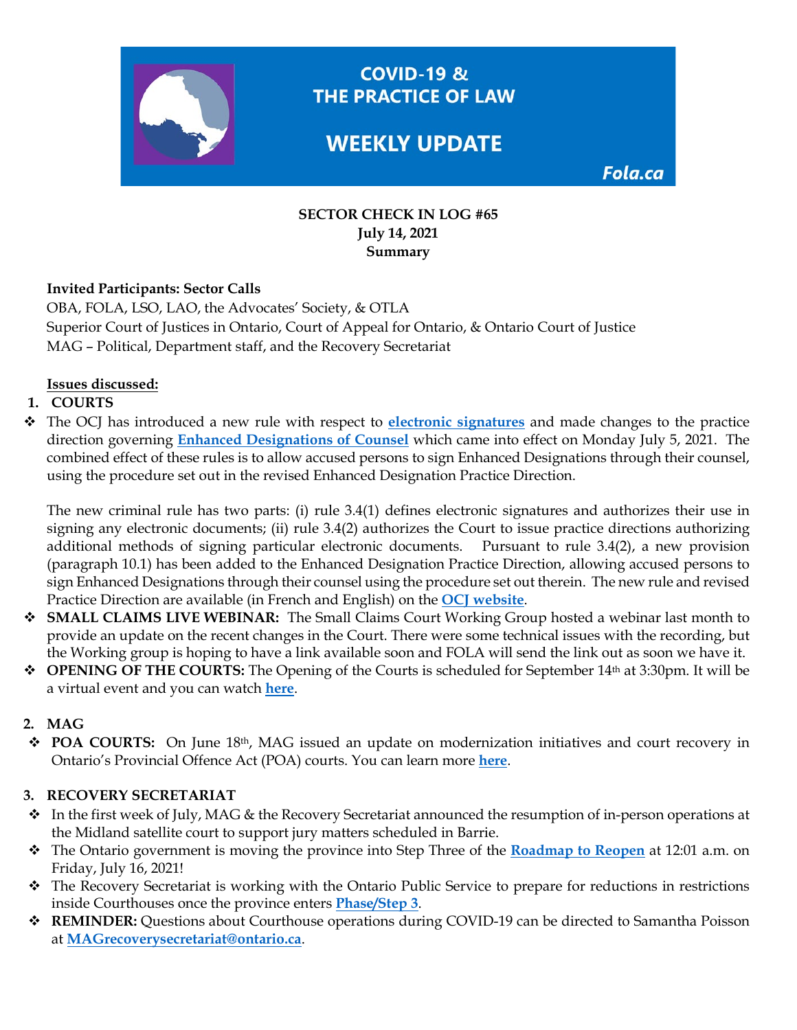# COVID-19 & THE PRACTICE OF LAW

## WEEKLY UPDATE

Fola.ca

**SECTOR CHECK IN LOG #65**
**July 14, 2021**
**Summary**

**Invited Participants: Sector Calls**

OBA, FOLA, LSO, LAO, the Advocates' Society, & OTLA
Superior Court of Justices in Ontario, Court of Appeal for Ontario, & Ontario Court of Justice
MAG – Political, Department staff, and the Recovery Secretariat

**Issues discussed:**

1. **COURTS**

- The OCJ has introduced a new rule with respect to **electronic signatures** and made changes to the practice direction governing **Enhanced Designations of Counsel** which came into effect on Monday July 5, 2021. The combined effect of these rules is to allow accused persons to sign Enhanced Designations through their counsel, using the procedure set out in the revised Enhanced Designation Practice Direction.

  The new criminal rule has two parts: (i) rule 3.4(1) defines electronic signatures and authorizes their use in signing any electronic documents; (ii) rule 3.4(2) authorizes the Court to issue practice directions authorizing additional methods of signing particular electronic documents. Pursuant to rule 3.4(2), a new provision (paragraph 10.1) has been added to the Enhanced Designation Practice Direction, allowing accused persons to sign Enhanced Designations through their counsel using the procedure set out therein. The new rule and revised Practice Direction are available (in French and English) on the **OCJ website**.

- **SMALL CLAIMS LIVE WEBINAR:** The Small Claims Court Working Group hosted a webinar last month to provide an update on the recent changes in the Court. There were some technical issues with the recording, but the Working group is hoping to have a link available soon and FOLA will send the link out as soon we have it.
- **OPENING OF THE COURTS:** The Opening of the Courts is scheduled for September 14th at 3:30pm. It will be a virtual event and you can watch **here**.

2. **MAG**

- **POA COURTS:** On June 18th, MAG issued an update on modernization initiatives and court recovery in Ontario's Provincial Offence Act (POA) courts. You can learn more **here**.

3. **RECOVERY SECRETARIAT**

- In the first week of July, MAG & the Recovery Secretariat announced the resumption of in-person operations at the Midland satellite court to support jury matters scheduled in Barrie.
- The Ontario government is moving the province into Step Three of the **Roadmap to Reopen** at 12:01 a.m. on Friday, July 16, 2021!
- The Recovery Secretariat is working with the Ontario Public Service to prepare for reductions in restrictions inside Courthouses once the province enters **Phase/Step 3**.
- **REMINDER:** Questions about Courthouse operations during COVID-19 can be directed to Samantha Poisson at **MAGrecoverysecretariat@ontario.ca**.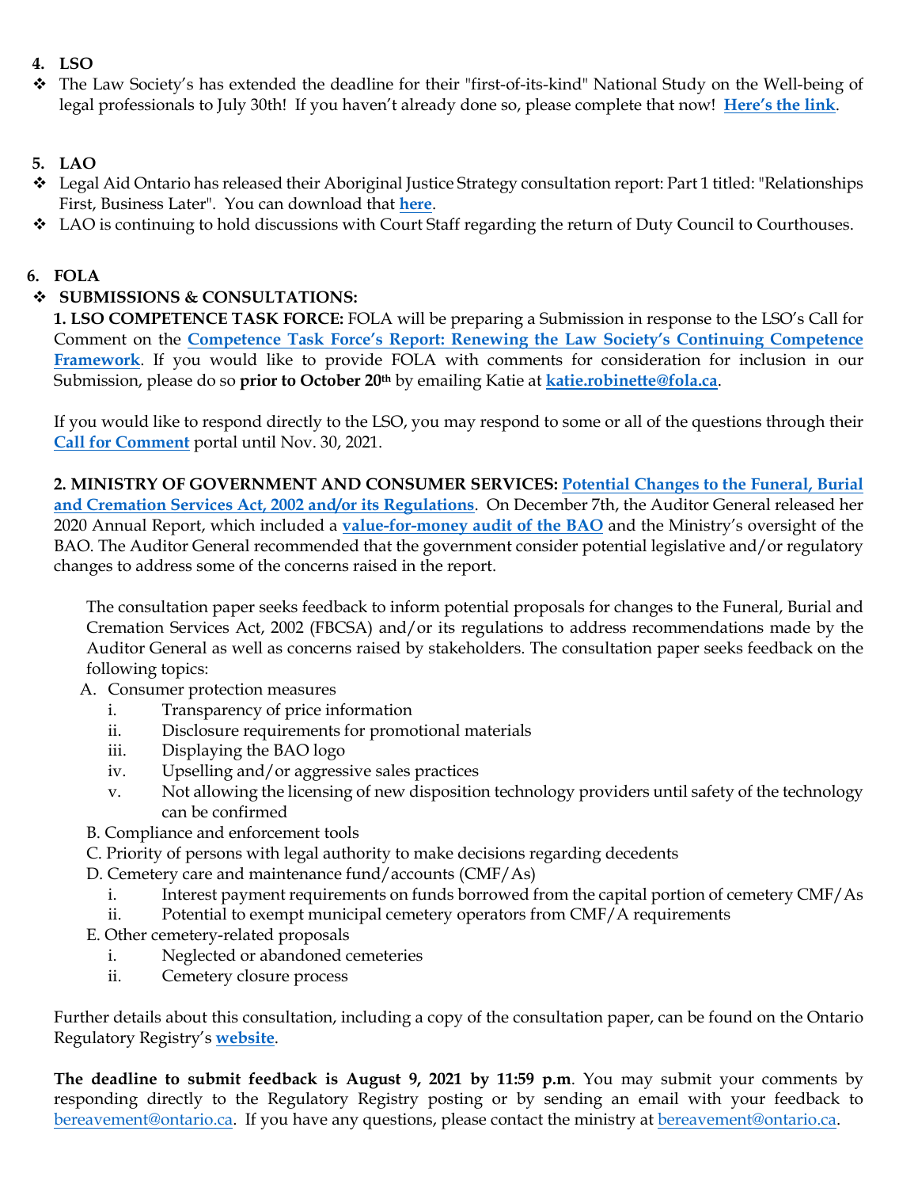**4. LSO**

- The Law Society's has extended the deadline for their "first-of-its-kind" National Study on the Well-being of legal professionals to July 30th! If you haven't already done so, please complete that now! **Here's the link**.

**5. LAO**

- Legal Aid Ontario has released their Aboriginal Justice Strategy consultation report: Part 1 titled: "Relationships First, Business Later". You can download that **here**.
- LAO is continuing to hold discussions with Court Staff regarding the return of Duty Council to Courthouses.

**6. FOLA**

- **SUBMISSIONS & CONSULTATIONS:**

**1. LSO COMPETENCE TASK FORCE:** FOLA will be preparing a Submission in response to the LSO's Call for Comment on the **Competence Task Force's Report: Renewing the Law Society's Continuing Competence Framework**. If you would like to provide FOLA with comments for consideration for inclusion in our Submission, please do so **prior to October 20th** by emailing Katie at **katie.robinette@fola.ca**.

If you would like to respond directly to the LSO, you may respond to some or all of the questions through their **Call for Comment** portal until Nov. 30, 2021.

**2. MINISTRY OF GOVERNMENT AND CONSUMER SERVICES: Potential Changes to the Funeral, Burial and Cremation Services Act, 2002 and/or its Regulations**. On December 7th, the Auditor General released her 2020 Annual Report, which included a **value-for-money audit of the BAO** and the Ministry's oversight of the BAO. The Auditor General recommended that the government consider potential legislative and/or regulatory changes to address some of the concerns raised in the report.

The consultation paper seeks feedback to inform potential proposals for changes to the Funeral, Burial and Cremation Services Act, 2002 (FBCSA) and/or its regulations to address recommendations made by the Auditor General as well as concerns raised by stakeholders. The consultation paper seeks feedback on the following topics:

A. Consumer protection measures
   i. Transparency of price information
   ii. Disclosure requirements for promotional materials
   iii. Displaying the BAO logo
   iv. Upselling and/or aggressive sales practices
   v. Not allowing the licensing of new disposition technology providers until safety of the technology can be confirmed

B. Compliance and enforcement tools

C. Priority of persons with legal authority to make decisions regarding decedents

D. Cemetery care and maintenance fund/accounts (CMF/As)
   i. Interest payment requirements on funds borrowed from the capital portion of cemetery CMF/As
   ii. Potential to exempt municipal cemetery operators from CMF/A requirements

E. Other cemetery-related proposals
   i. Neglected or abandoned cemeteries
   ii. Cemetery closure process

Further details about this consultation, including a copy of the consultation paper, can be found on the Ontario Regulatory Registry's **website**.

**The deadline to submit feedback is August 9, 2021 by 11:59 p.m**. You may submit your comments by responding directly to the Regulatory Registry posting or by sending an email with your feedback to bereavement@ontario.ca. If you have any questions, please contact the ministry at bereavement@ontario.ca.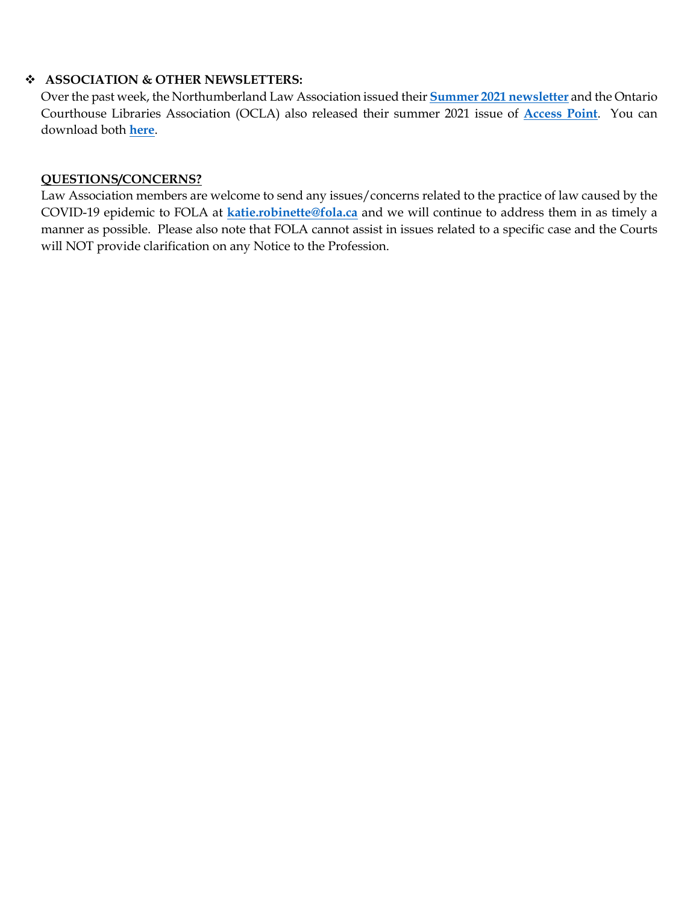- **ASSOCIATION & OTHER NEWSLETTERS:**

  Over the past week, the Northumberland Law Association issued their **Summer 2021 newsletter** and the Ontario Courthouse Libraries Association (OCLA) also released their summer 2021 issue of **Access Point**. You can download both **here**.

**QUESTIONS/CONCERNS?**

Law Association members are welcome to send any issues/concerns related to the practice of law caused by the COVID-19 epidemic to FOLA at **katie.robinette@fola.ca** and we will continue to address them in as timely a manner as possible. Please also note that FOLA cannot assist in issues related to a specific case and the Courts will NOT provide clarification on any Notice to the Profession.